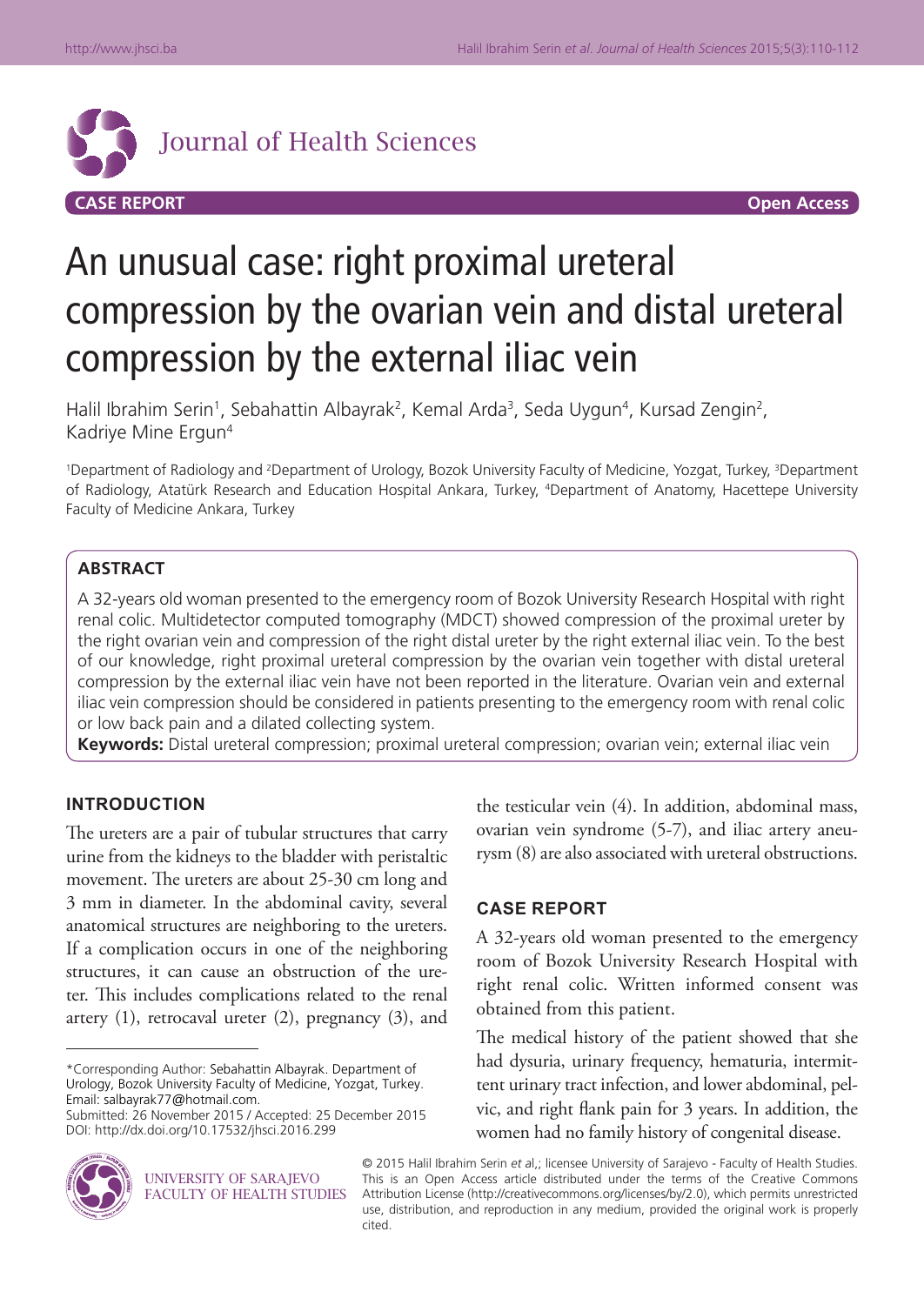Journal of Health Sciences

**CASE REPORT** **Open Access**

# An unusual case: right proximal ureteral compression by the ovarian vein and distal ureteral compression by the external iliac vein

Halil Ibrahim Serin[1], Sebahattin Albayrak[2], Kemal Arda[3], Seda Uygun[4], Kursad Zengin[2], Kadriye Mine Ergun[4]

[1]Department of Radiology and [2]Department of Urology, Bozok University Faculty of Medicine, Yozgat, Turkey, [3]Department of Radiology, Atatürk Research and Education Hospital Ankara, Turkey, [4]Department of Anatomy, Hacettepe University Faculty of Medicine Ankara, Turkey

## ABSTRACT

A 32-years old woman presented to the emergency room of Bozok University Research Hospital with right renal colic. Multidetector computed tomography (MDCT) showed compression of the proximal ureter by the right ovarian vein and compression of the right distal ureter by the right external iliac vein. To the best of our knowledge, right proximal ureteral compression by the ovarian vein together with distal ureteral compression by the external iliac vein have not been reported in the literature. Ovarian vein and external iliac vein compression should be considered in patients presenting to the emergency room with renal colic or low back pain and a dilated collecting system.

**Keywords:** Distal ureteral compression; proximal ureteral compression; ovarian vein; external iliac vein

## INTRODUCTION

The ureters are a pair of tubular structures that carry urine from the kidneys to the bladder with peristaltic movement. The ureters are about 25-30 cm long and 3 mm in diameter. In the abdominal cavity, several anatomical structures are neighboring to the ureters. If a complication occurs in one of the neighboring structures, it can cause an obstruction of the ureter. This includes complications related to the renal artery (1), retrocaval ureter (2), pregnancy (3), and the testicular vein (4). In addition, abdominal mass, ovarian vein syndrome (5-7), and iliac artery aneurysm (8) are also associated with ureteral obstructions.

## CASE REPORT

A 32-years old woman presented to the emergency room of Bozok University Research Hospital with right renal colic. Written informed consent was obtained from this patient.

The medical history of the patient showed that she had dysuria, urinary frequency, hematuria, intermittent urinary tract infection, and lower abdominal, pelvic, and right flank pain for 3 years. In addition, the women had no family history of congenital disease.

*Corresponding Author: Sebahattin Albayrak. Department of Urology, Bozok University Faculty of Medicine, Yozgat, Turkey. Email: salbayrak77@hotmail.com.
Submitted: 26 November 2015 / Accepted: 25 December 2015
DOI: http://dx.doi.org/10.17532/jhsci.2016.299

UNIVERSITY OF SARAJEVO FACULTY OF HEALTH STUDIES

© 2015 Halil Ibrahim Serin *et al*,; licensee University of Sarajevo - Faculty of Health Studies. This is an Open Access article distributed under the terms of the Creative Commons Attribution License (http://creativecommons.org/licenses/by/2.0), which permits unrestricted use, distribution, and reproduction in any medium, provided the original work is properly cited.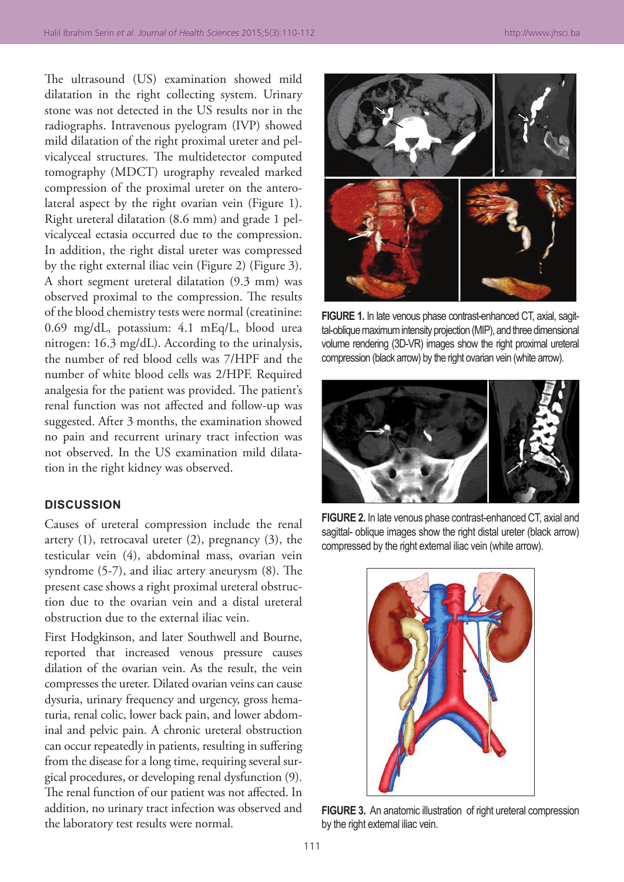The ultrasound (US) examination showed mild dilatation in the right collecting system. Urinary stone was not detected in the US results nor in the radiographs. Intravenous pyelogram (IVP) showed mild dilatation of the right proximal ureter and pelvicalyceal structures. The multidetector computed tomography (MDCT) urography revealed marked compression of the proximal ureter on the anterolateral aspect by the right ovarian vein (Figure 1). Right ureteral dilatation (8.6 mm) and grade 1 pelvicalyceal ectasia occurred due to the compression. In addition, the right distal ureter was compressed by the right external iliac vein (Figure 2) (Figure 3). A short segment ureteral dilatation (9.3 mm) was observed proximal to the compression. The results of the blood chemistry tests were normal (creatinine: 0.69 mg/dL, potassium: 4.1 mEq/L, blood urea nitrogen: 16.3 mg/dL). According to the urinalysis, the number of red blood cells was 7/HPF and the number of white blood cells was 2/HPF. Required analgesia for the patient was provided. The patient's renal function was not affected and follow-up was suggested. After 3 months, the examination showed no pain and recurrent urinary tract infection was not observed. In the US examination mild dilatation in the right kidney was observed.

**FIGURE 1.** In late venous phase contrast-enhanced CT, axial, sagittal-oblique maximum intensity projection (MIP), and three dimensional volume rendering (3D-VR) images show the right proximal ureteral compression (black arrow) by the right ovarian vein (white arrow).

**FIGURE 2.** In late venous phase contrast-enhanced CT, axial and sagittal- oblique images show the right distal ureter (black arrow) compressed by the right external iliac vein (white arrow).

**FIGURE 3.** An anatomic illustration of right ureteral compression by the right external iliac vein.

## DISCUSSION

Causes of ureteral compression include the renal artery (1), retrocaval ureter (2), pregnancy (3), the testicular vein (4), abdominal mass, ovarian vein syndrome (5-7), and iliac artery aneurysm (8). The present case shows a right proximal ureteral obstruction due to the ovarian vein and a distal ureteral obstruction due to the external iliac vein.

First Hodgkinson, and later Southwell and Bourne, reported that increased venous pressure causes dilation of the ovarian vein. As the result, the vein compresses the ureter. Dilated ovarian veins can cause dysuria, urinary frequency and urgency, gross hematuria, renal colic, lower back pain, and lower abdominal and pelvic pain. A chronic ureteral obstruction can occur repeatedly in patients, resulting in suffering from the disease for a long time, requiring several surgical procedures, or developing renal dysfunction (9). The renal function of our patient was not affected. In addition, no urinary tract infection was observed and the laboratory test results were normal.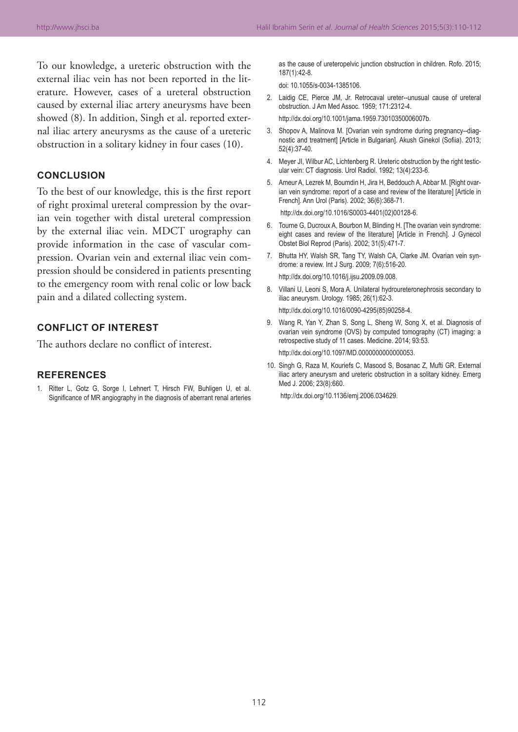To our knowledge, a ureteric obstruction with the external iliac vein has not been reported in the literature. However, cases of a ureteral obstruction caused by external iliac artery aneurysms have been showed (8). In addition, Singh et al. reported external iliac artery aneurysms as the cause of a ureteric obstruction in a solitary kidney in four cases (10).

## CONCLUSION

To the best of our knowledge, this is the first report of right proximal ureteral compression by the ovarian vein together with distal ureteral compression by the external iliac vein. MDCT urography can provide information in the case of vascular compression. Ovarian vein and external iliac vein compression should be considered in patients presenting to the emergency room with renal colic or low back pain and a dilated collecting system.

## CONFLICT OF INTEREST

The authors declare no conflict of interest.

## REFERENCES

1. Ritter L, Gotz G, Sorge I, Lehnert T, Hirsch FW, Buhligen U, et al. Significance of MR angiography in the diagnosis of aberrant renal arteries as the cause of ureteropelvic junction obstruction in children. Rofo. 2015; 187(1):42-8.

   doi: 10.1055/s-0034-1385106.
2. Laidig CE, Pierce JM, Jr. Retrocaval ureter--unusual cause of ureteral obstruction. J Am Med Assoc. 1959; 171:2312-4.

   http://dx.doi.org/10.1001/jama.1959.73010350006007b.
3. Shopov A, Malinova M. [Ovarian vein syndrome during pregnancy--diagnostic and treatment] [Article in Bulgarian]. Akush Ginekol (Sofiia). 2013; 52(4):37-40.
4. Meyer JI, Wilbur AC, Lichtenberg R. Ureteric obstruction by the right testicular vein: CT diagnosis. Urol Radiol. 1992; 13(4):233-6.
5. Ameur A, Lezrek M, Boumdin H, Jira H, Beddouch A, Abbar M. [Right ovarian vein syndrome: report of a case and review of the literature] [Article in French]. Ann Urol (Paris). 2002; 36(6):368-71.

   http://dx.doi.org/10.1016/S0003-4401(02)00128-6.
6. Tourne G, Ducroux A, Bourbon M, Blinding H. [The ovarian vein syndrome: eight cases and review of the literature] [Article in French]. J Gynecol Obstet Biol Reprod (Paris). 2002; 31(5):471-7.
7. Bhutta HY, Walsh SR, Tang TY, Walsh CA, Clarke JM. Ovarian vein syndrome: a review. Int J Surg. 2009; 7(6):516-20.

   http://dx.doi.org/10.1016/j.ijsu.2009.09.008.
8. Villani U, Leoni S, Mora A. Unilateral hydroureteronephrosis secondary to iliac aneurysm. Urology. 1985; 26(1):62-3.

   http://dx.doi.org/10.1016/0090-4295(85)90258-4.
9. Wang R, Yan Y, Zhan S, Song L, Sheng W, Song X, et al. Diagnosis of ovarian vein syndrome (OVS) by computed tomography (CT) imaging: a retrospective study of 11 cases. Medicine. 2014; 93:53.

   http://dx.doi.org/10.1097/MD.0000000000000053.
10. Singh G, Raza M, Kouriefs C, Masood S, Bosanac Z, Mufti GR. External iliac artery aneurysm and ureteric obstruction in a solitary kidney. Emerg Med J. 2006; 23(8):660.

    http://dx.doi.org/10.1136/emj.2006.034629.